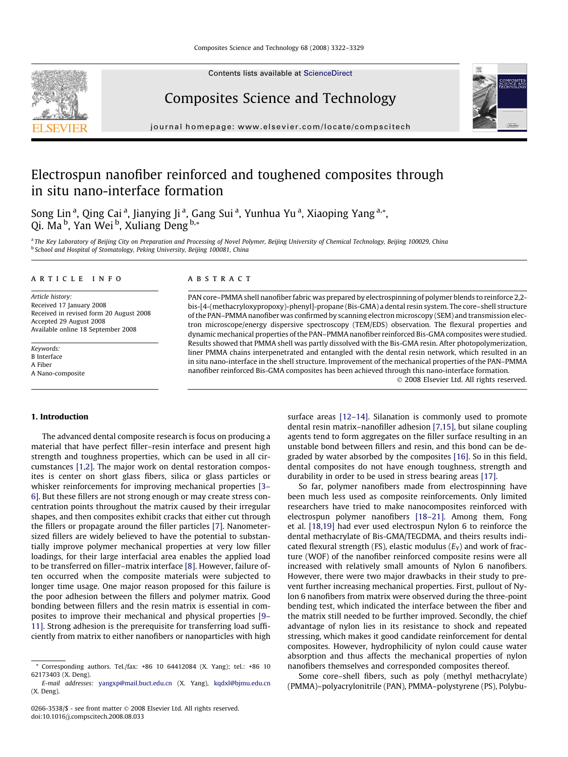# Electrospun nanofiber reinforced and toughened composites through in situ nano-interface formation

Song Lin [a], Qing Cai [a], Jianying Ji [a], Gang Sui [a], Yunhua Yu [a], Xiaoping Yang [a,*], Qi. Ma [b], Yan Wei [b], Xuliang Deng [b,*]

[a] The Key Laboratory of Beijing City on Preparation and Processing of Novel Polymer, Beijing University of Chemical Technology, Beijing 100029, China
[b] School and Hospital of Stomatology, Peking University, Beijing 100081, China

**ARTICLE INFO**

*Article history:*
Received 17 January 2008
Received in revised form 20 August 2008
Accepted 29 August 2008
Available online 18 September 2008

*Keywords:*
B Interface
A Fiber
A Nano-composite

**ABSTRACT**

PAN core–PMMA shell nanofiber fabric was prepared by electrospinning of polymer blends to reinforce 2,2-bis-[4-(methacryloxypropoxy)-phenyl]-propane (Bis-GMA) a dental resin system. The core–shell structure of the PAN–PMMA nanofiber was confirmed by scanning electron microscopy (SEM) and transmission electron microscope/energy dispersive spectroscopy (TEM/EDS) observation. The flexural properties and dynamic mechanical properties of the PAN–PMMA nanofiber reinforced Bis-GMA composites were studied. Results showed that PMMA shell was partly dissolved with the Bis-GMA resin. After photopolymerization, liner PMMA chains interpenetrated and entangled with the dental resin network, which resulted in an in situ nano-interface in the shell structure. Improvement of the mechanical properties of the PAN–PMMA nanofiber reinforced Bis-GMA composites has been achieved through this nano-interface formation.

© 2008 Elsevier Ltd. All rights reserved.

## 1. Introduction

The advanced dental composite research is focus on producing a material that have perfect filler–resin interface and present high strength and toughness properties, which can be used in all circumstances [1,2]. The major work on dental restoration composites is center on short glass fibers, silica or glass particles or whisker reinforcements for improving mechanical properties [3–6]. But these fillers are not strong enough or may create stress concentration points throughout the matrix caused by their irregular shapes, and then composites exhibit cracks that either cut through the fillers or propagate around the filler particles [7]. Nanometer-sized fillers are widely believed to have the potential to substantially improve polymer mechanical properties at very low filler loadings, for their large interfacial area enables the applied load to be transferred on filler–matrix interface [8]. However, failure often occurred when the composite materials were subjected to longer time usage. One major reason proposed for this failure is the poor adhesion between the fillers and polymer matrix. Good bonding between fillers and the resin matrix is essential in composites to improve their mechanical and physical properties [9–11]. Strong adhesion is the prerequisite for transferring load sufficiently from matrix to either nanofibers or nanoparticles with high surface areas [12–14]. Silanation is commonly used to promote dental resin matrix–nanofiller adhesion [7,15], but silane coupling agents tend to form aggregates on the filler surface resulting in an unstable bond between fillers and resin, and this bond can be degraded by water absorbed by the composites [16]. So in this field, dental composites do not have enough toughness, strength and durability in order to be used in stress bearing areas [17].

So far, polymer nanofibers made from electrospinning have been much less used as composite reinforcements. Only limited researchers have tried to make nanocomposites reinforced with electrospun polymer nanofibers [18–21]. Among them, Fong et al. [18,19] had ever used electrospun Nylon 6 to reinforce the dental methacrylate of Bis-GMA/TEGDMA, and theirs results indicated flexural strength (FS), elastic modulus ($E_Y$) and work of fracture (WOF) of the nanofiber reinforced composite resins were all increased with relatively small amounts of Nylon 6 nanofibers. However, there were two major drawbacks in their study to prevent further increasing mechanical properties. First, pullout of Nylon 6 nanofibers from matrix were observed during the three-point bending test, which indicated the interface between the fiber and the matrix still needed to be further improved. Secondly, the chief advantage of nylon lies in its resistance to shock and repeated stressing, which makes it good candidate reinforcement for dental composites. However, hydrophilicity of nylon could cause water absorption and thus affects the mechanical properties of nylon nanofibers themselves and corresponded composites thereof.

Some core–shell fibers, such as poly (methyl methacrylate) (PMMA)–polyacrylonitrile (PAN), PMMA–polystyrene (PS), Polybu-

\* Corresponding authors. Tel./fax: +86 10 64412084 (X. Yang); tel.: +86 10 62173403 (X. Deng).
*E-mail addresses:* yangxp@mail.buct.edu.cn (X. Yang), kqdxl@bjmu.edu.cn (X. Deng).

0266-3538/$ - see front matter © 2008 Elsevier Ltd. All rights reserved.
doi:10.1016/j.compscitech.2008.08.033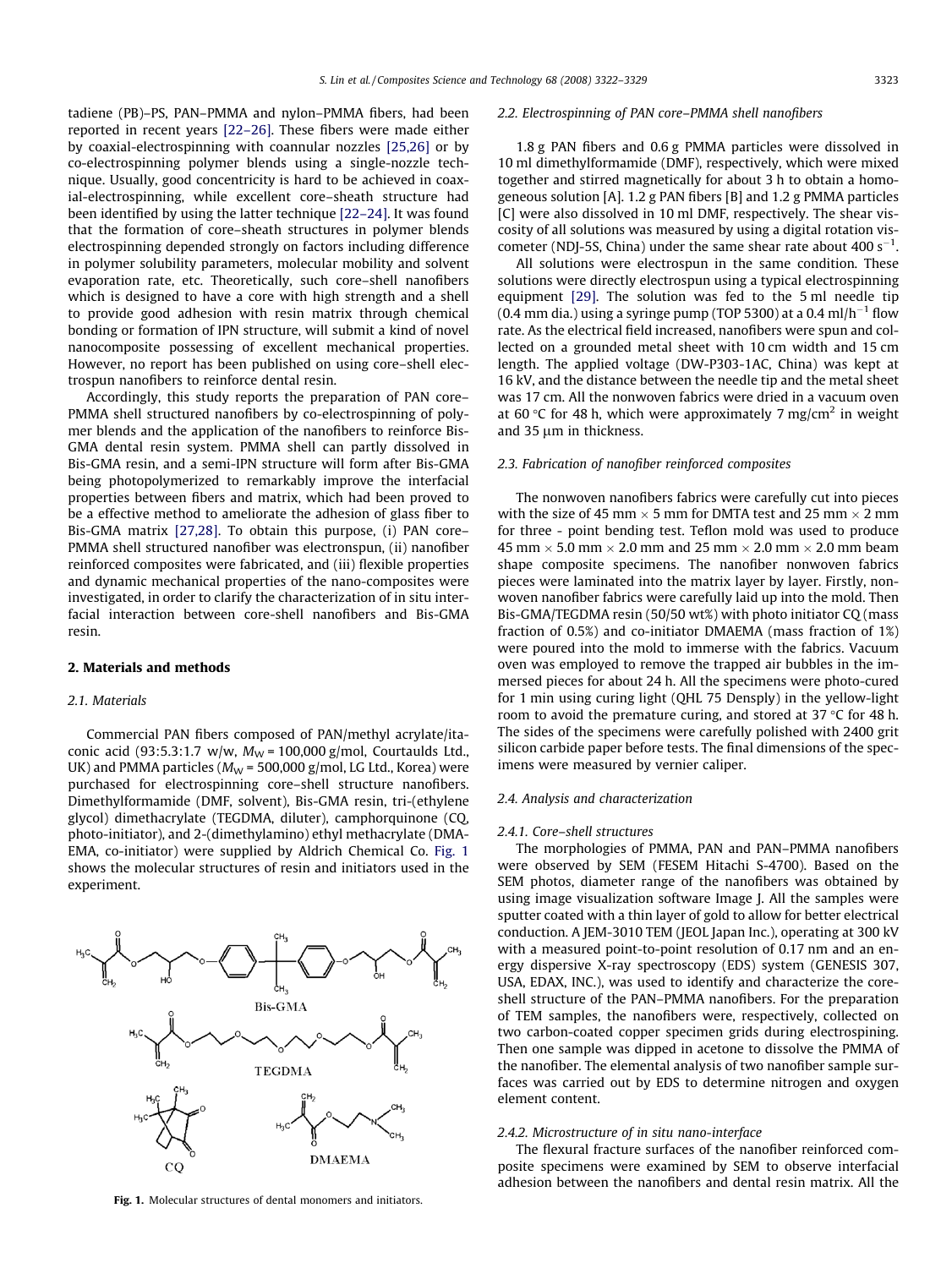tadiene (PB)–PS, PAN–PMMA and nylon–PMMA fibers, had been reported in recent years [22–26]. These fibers were made either by coaxial-electrospinning with coannular nozzles [25,26] or by co-electrospinning polymer blends using a single-nozzle technique. Usually, good concentricity is hard to be achieved in coaxial-electrospinning, while excellent core–sheath structure had been identified by using the latter technique [22–24]. It was found that the formation of core–sheath structures in polymer blends electrospinning depended strongly on factors including difference in polymer solubility parameters, molecular mobility and solvent evaporation rate, etc. Theoretically, such core–shell nanofibers which is designed to have a core with high strength and a shell to provide good adhesion with resin matrix through chemical bonding or formation of IPN structure, will submit a kind of novel nanocomposite possessing of excellent mechanical properties. However, no report has been published on using core–shell electrospun nanofibers to reinforce dental resin.

Accordingly, this study reports the preparation of PAN core–PMMA shell structured nanofibers by co-electrospinning of polymer blends and the application of the nanofibers to reinforce Bis-GMA dental resin system. PMMA shell can partly dissolved in Bis-GMA resin, and a semi-IPN structure will form after Bis-GMA being photopolymerized to remarkably improve the interfacial properties between fibers and matrix, which had been proved to be a effective method to ameliorate the adhesion of glass fiber to Bis-GMA matrix [27,28]. To obtain this purpose, (i) PAN core–PMMA shell structured nanofiber was electrospun, (ii) nanofiber reinforced composites were fabricated, and (iii) flexible properties and dynamic mechanical properties of the nano-composites were investigated, in order to clarify the characterization of in situ interfacial interaction between core-shell nanofibers and Bis-GMA resin.

## 2. Materials and methods

### 2.1. Materials

Commercial PAN fibers composed of PAN/methyl acrylate/itaconic acid (93:5.3:1.7 w/w, $M_W$ = 100,000 g/mol, Courtaulds Ltd., UK) and PMMA particles ($M_W$ = 500,000 g/mol, LG Ltd., Korea) were purchased for electrospinning core–shell structure nanofibers. Dimethylformamide (DMF, solvent), Bis-GMA resin, tri-(ethylene glycol) dimethacrylate (TEGDMA, diluter), camphorquinone (CQ, photo-initiator), and 2-(dimethylamino) ethyl methacrylate (DMAEMA, co-initiator) were supplied by Aldrich Chemical Co. Fig. 1 shows the molecular structures of resin and initiators used in the experiment.

Fig. 1. Molecular structures of dental monomers and initiators.

### 2.2. Electrospinning of PAN core–PMMA shell nanofibers

1.8 g PAN fibers and 0.6 g PMMA particles were dissolved in 10 ml dimethylformamide (DMF), respectively, which were mixed together and stirred magnetically for about 3 h to obtain a homogeneous solution [A]. 1.2 g PAN fibers [B] and 1.2 g PMMA particles [C] were also dissolved in 10 ml DMF, respectively. The shear viscosity of all solutions was measured by using a digital rotation viscometer (NDJ-5S, China) under the same shear rate about 400 $s^{-1}$.

All solutions were electrospun in the same condition. These solutions were directly electrospun using a typical electrospinning equipment [29]. The solution was fed to the 5 ml needle tip (0.4 mm dia.) using a syringe pump (TOP 5300) at a 0.4 ml/$h^{-1}$ flow rate. As the electrical field increased, nanofibers were spun and collected on a grounded metal sheet with 10 cm width and 15 cm length. The applied voltage (DW-P303-1AC, China) was kept at 16 kV, and the distance between the needle tip and the metal sheet was 17 cm. All the nonwoven fabrics were dried in a vacuum oven at 60 °C for 48 h, which were approximately 7 mg/$cm^2$ in weight and 35 μm in thickness.

### 2.3. Fabrication of nanofiber reinforced composites

The nonwoven nanofibers fabrics were carefully cut into pieces with the size of 45 mm × 5 mm for DMTA test and 25 mm × 2 mm for three - point bending test. Teflon mold was used to produce 45 mm × 5.0 mm × 2.0 mm and 25 mm × 2.0 mm × 2.0 mm beam shape composite specimens. The nanofiber nonwoven fabrics pieces were laminated into the matrix layer by layer. Firstly, nonwoven nanofiber fabrics were carefully laid up into the mold. Then Bis-GMA/TEGDMA resin (50/50 wt%) with photo initiator CQ (mass fraction of 0.5%) and co-initiator DMAEMA (mass fraction of 1%) were poured into the mold to immerse with the fabrics. Vacuum oven was employed to remove the trapped air bubbles in the immersed pieces for about 24 h. All the specimens were photo-cured for 1 min using curing light (QHL 75 Densply) in the yellow-light room to avoid the premature curing, and stored at 37 °C for 48 h. The sides of the specimens were carefully polished with 2400 grit silicon carbide paper before tests. The final dimensions of the specimens were measured by vernier caliper.

### 2.4. Analysis and characterization

#### 2.4.1. Core–shell structures

The morphologies of PMMA, PAN and PAN–PMMA nanofibers were observed by SEM (FESEM Hitachi S-4700). Based on the SEM photos, diameter range of the nanofibers was obtained by using image visualization software Image J. All the samples were sputter coated with a thin layer of gold to allow for better electrical conduction. A JEM-3010 TEM (JEOL Japan Inc.), operating at 300 kV with a measured point-to-point resolution of 0.17 nm and an energy dispersive X-ray spectroscopy (EDS) system (GENESIS 307, USA, EDAX, INC.), was used to identify and characterize the core-shell structure of the PAN–PMMA nanofibers. For the preparation of TEM samples, the nanofibers were, respectively, collected on two carbon-coated copper specimen grids during electrospining. Then one sample was dipped in acetone to dissolve the PMMA of the nanofiber. The elemental analysis of two nanofiber sample surfaces was carried out by EDS to determine nitrogen and oxygen element content.

#### 2.4.2. Microstructure of in situ nano-interface

The flexural fracture surfaces of the nanofiber reinforced composite specimens were examined by SEM to observe interfacial adhesion between the nanofibers and dental resin matrix. All the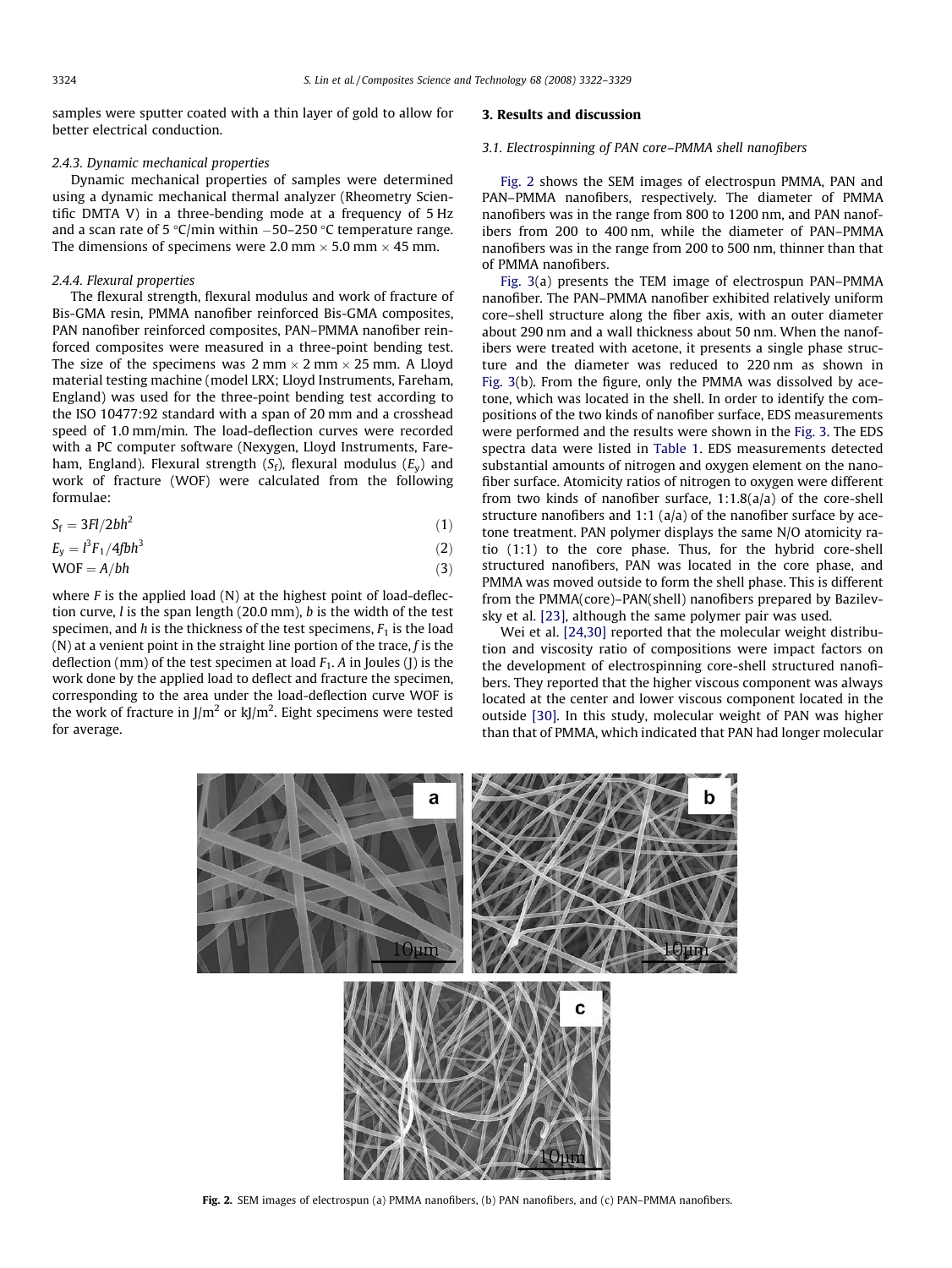samples were sputter coated with a thin layer of gold to allow for better electrical conduction.

#### 2.4.3. Dynamic mechanical properties

Dynamic mechanical properties of samples were determined using a dynamic mechanical thermal analyzer (Rheometry Scientific DMTA V) in a three-bending mode at a frequency of 5 Hz and a scan rate of 5 °C/min within −50–250 °C temperature range. The dimensions of specimens were 2.0 mm × 5.0 mm × 45 mm.

#### 2.4.4. Flexural properties

The flexural strength, flexural modulus and work of fracture of Bis-GMA resin, PMMA nanofiber reinforced Bis-GMA composites, PAN nanofiber reinforced composites, PAN–PMMA nanofiber reinforced composites were measured in a three-point bending test. The size of the specimens was 2 mm × 2 mm × 25 mm. A Lloyd material testing machine (model LRX; Lloyd Instruments, Fareham, England) was used for the three-point bending test according to the ISO 10477:92 standard with a span of 20 mm and a crosshead speed of 1.0 mm/min. The load-deflection curves were recorded with a PC computer software (Nexygen, Lloyd Instruments, Fareham, England). Flexural strength ($S_f$), flexural modulus ($E_y$) and work of fracture (WOF) were calculated from the following formulae:

$$S_f = 3Fl/2bh^2 \tag{1}$$

$$E_y = l^3F_1/4fbh^3 \tag{2}$$

$$\text{WOF} = A/bh \tag{3}$$

where $F$ is the applied load (N) at the highest point of load-deflection curve, $l$ is the span length (20.0 mm), $b$ is the width of the test specimen, and $h$ is the thickness of the test specimens, $F_1$ is the load (N) at a venient point in the straight line portion of the trace, $f$ is the deflection (mm) of the test specimen at load $F_1$. $A$ in Joules (J) is the work done by the applied load to deflect and fracture the specimen, corresponding to the area under the load-deflection curve WOF is the work of fracture in J/m$^2$ or kJ/m$^2$. Eight specimens were tested for average.

## 3. Results and discussion

### 3.1. Electrospinning of PAN core–PMMA shell nanofibers

Fig. 2 shows the SEM images of electrospun PMMA, PAN and PAN–PMMA nanofibers, respectively. The diameter of PMMA nanofibers was in the range from 800 to 1200 nm, and PAN nanofibers from 200 to 400 nm, while the diameter of PAN–PMMA nanofibers was in the range from 200 to 500 nm, thinner than that of PMMA nanofibers.

Fig. 3(a) presents the TEM image of electrospun PAN–PMMA nanofiber. The PAN–PMMA nanofiber exhibited relatively uniform core–shell structure along the fiber axis, with an outer diameter about 290 nm and a wall thickness about 50 nm. When the nanofibers were treated with acetone, it presents a single phase structure and the diameter was reduced to 220 nm as shown in Fig. 3(b). From the figure, only the PMMA was dissolved by acetone, which was located in the shell. In order to identify the compositions of the two kinds of nanofiber surface, EDS measurements were performed and the results were shown in the Fig. 3. The EDS spectra data were listed in Table 1. EDS measurements detected substantial amounts of nitrogen and oxygen element on the nanofiber surface. Atomicity ratios of nitrogen to oxygen were different from two kinds of nanofiber surface, 1:1.8(a/a) of the core-shell structure nanofibers and 1:1 (a/a) of the nanofiber surface by acetone treatment. PAN polymer displays the same N/O atomicity ratio (1:1) to the core phase. Thus, for the hybrid core-shell structured nanofibers, PAN was located in the core phase, and PMMA was moved outside to form the shell phase. This is different from the PMMA(core)–PAN(shell) nanofibers prepared by Bazilevsky et al. [23], although the same polymer pair was used.

Wei et al. [24,30] reported that the molecular weight distribution and viscosity ratio of compositions were impact factors on the development of electrospinning core-shell structured nanofibers. They reported that the higher viscous component was always located at the center and lower viscous component located in the outside [30]. In this study, molecular weight of PAN was higher than that of PMMA, which indicated that PAN had longer molecular

**Fig. 2.** SEM images of electrospun (a) PMMA nanofibers, (b) PAN nanofibers, and (c) PAN–PMMA nanofibers.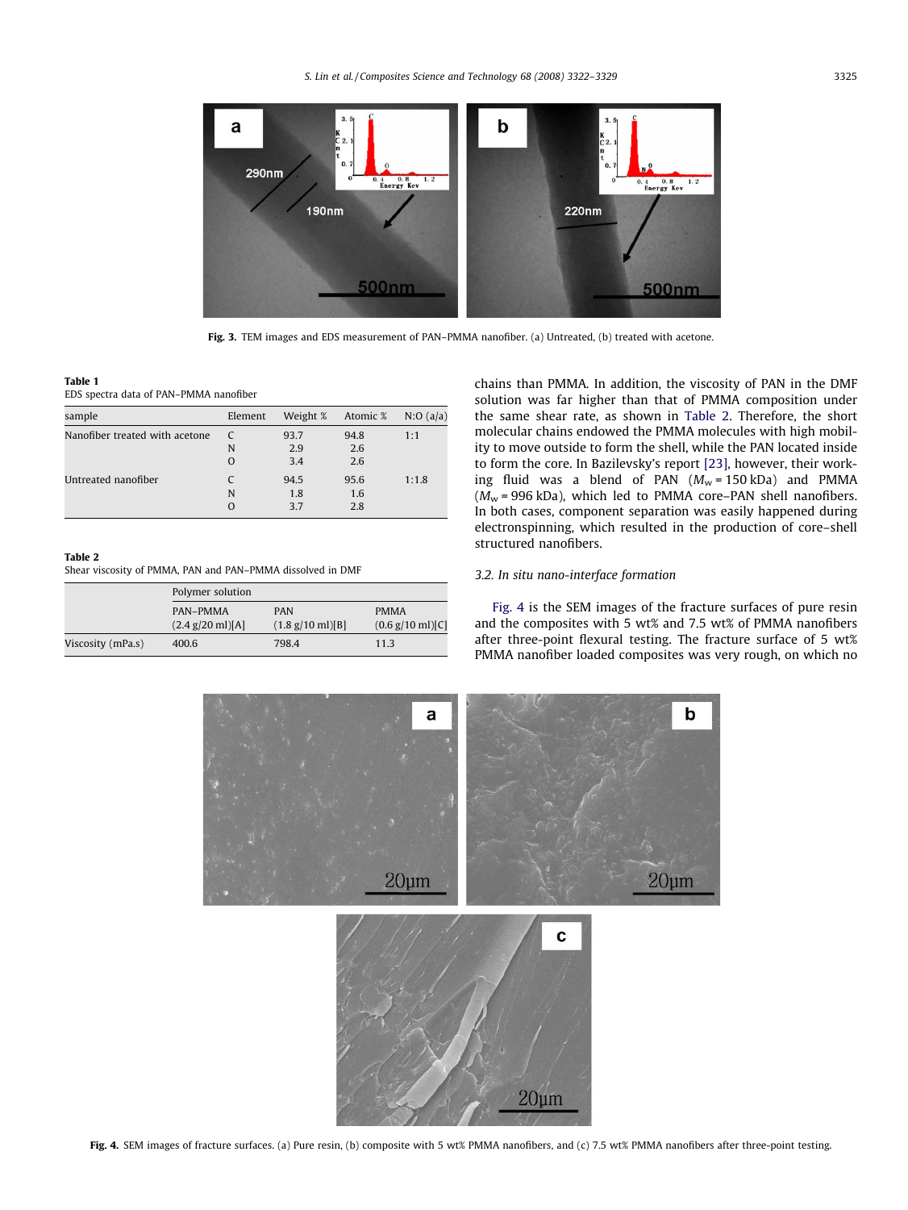Fig. 3. TEM images and EDS measurement of PAN–PMMA nanofiber. (a) Untreated, (b) treated with acetone.

**Table 1**
EDS spectra data of PAN–PMMA nanofiber

| sample | Element | Weight % | Atomic % | N:O (a/a) |
|---|---|---|---|---|
| Nanofiber treated with acetone | C | 93.7 | 94.8 | 1:1 |
| | N | 2.9 | 2.6 | |
| | O | 3.4 | 2.6 | |
| Untreated nanofiber | C | 94.5 | 95.6 | 1:1.8 |
| | N | 1.8 | 1.6 | |
| | O | 3.7 | 2.8 | |

**Table 2**
Shear viscosity of PMMA, PAN and PAN–PMMA dissolved in DMF

| | Polymer solution | | |
|---|---|---|---|
| | PAN–PMMA (2.4 g/20 ml)[A] | PAN (1.8 g/10 ml)[B] | PMMA (0.6 g/10 ml)[C] |
| Viscosity (mPa.s) | 400.6 | 798.4 | 11.3 |

chains than PMMA. In addition, the viscosity of PAN in the DMF solution was far higher than that of PMMA composition under the same shear rate, as shown in Table 2. Therefore, the short molecular chains endowed the PMMA molecules with high mobility to move outside to form the shell, while the PAN located inside to form the core. In Bazilevsky's report [23], however, their working fluid was a blend of PAN ($M_w$ = 150 kDa) and PMMA ($M_w$ = 996 kDa), which led to PMMA core–PAN shell nanofibers. In both cases, component separation was easily happened during electronspinning, which resulted in the production of core–shell structured nanofibers.

### 3.2. In situ nano-interface formation

Fig. 4 is the SEM images of the fracture surfaces of pure resin and the composites with 5 wt% and 7.5 wt% of PMMA nanofibers after three-point flexural testing. The fracture surface of 5 wt% PMMA nanofiber loaded composites was very rough, on which no

Fig. 4. SEM images of fracture surfaces. (a) Pure resin, (b) composite with 5 wt% PMMA nanofibers, and (c) 7.5 wt% PMMA nanofibers after three-point testing.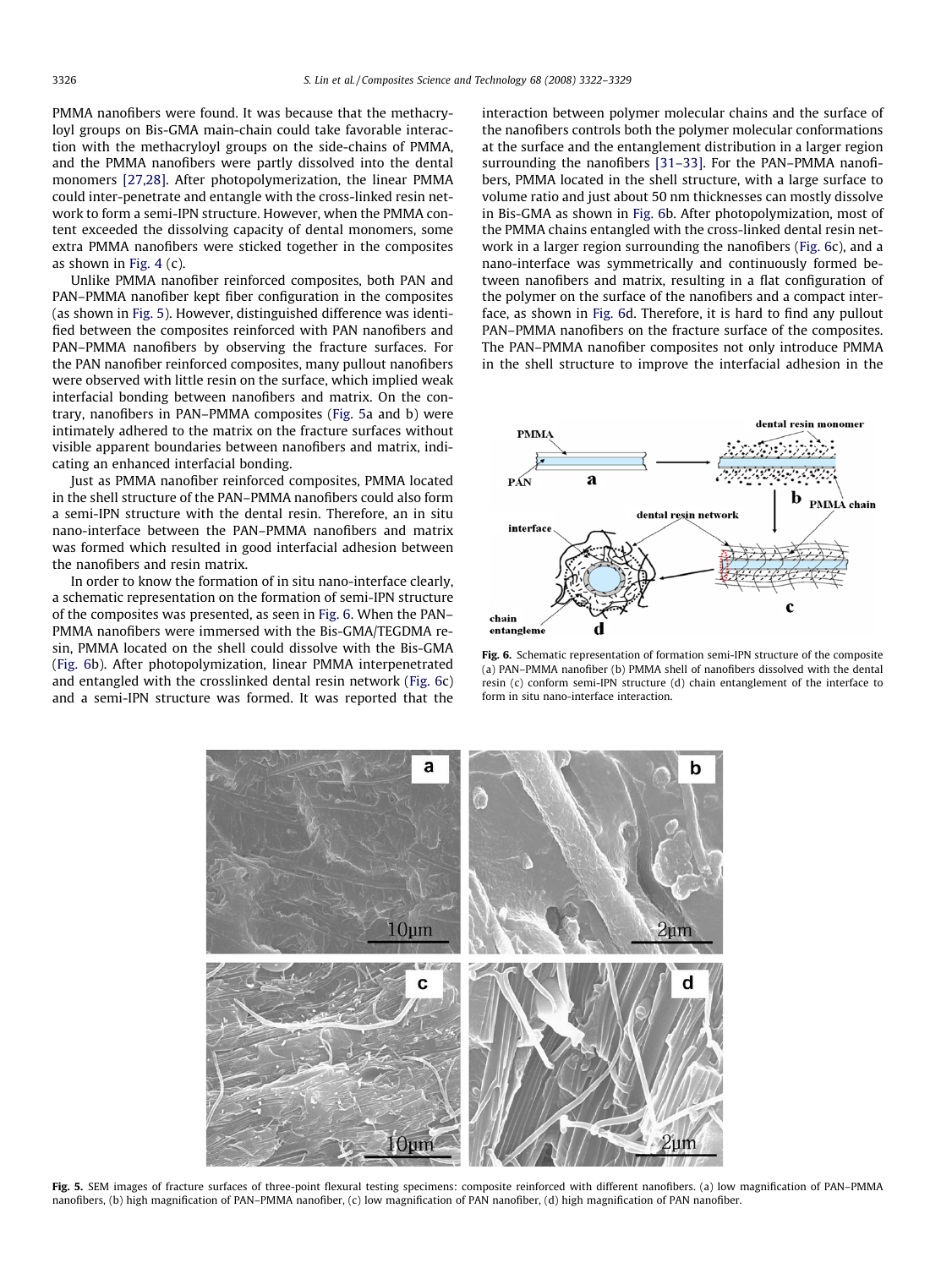PMMA nanofibers were found. It was because that the methacryloyl groups on Bis-GMA main-chain could take favorable interaction with the methacryloyl groups on the side-chains of PMMA, and the PMMA nanofibers were partly dissolved into the dental monomers [27,28]. After photopolymerization, the linear PMMA could inter-penetrate and entangle with the cross-linked resin network to form a semi-IPN structure. However, when the PMMA content exceeded the dissolving capacity of dental monomers, some extra PMMA nanofibers were sticked together in the composites as shown in Fig. 4 (c).

Unlike PMMA nanofiber reinforced composites, both PAN and PAN–PMMA nanofiber kept fiber configuration in the composites (as shown in Fig. 5). However, distinguished difference was identified between the composites reinforced with PAN nanofibers and PAN–PMMA nanofibers by observing the fracture surfaces. For the PAN nanofiber reinforced composites, many pullout nanofibers were observed with little resin on the surface, which implied weak interfacial bonding between nanofibers and matrix. On the contrary, nanofibers in PAN–PMMA composites (Fig. 5a and b) were intimately adhered to the matrix on the fracture surfaces without visible apparent boundaries between nanofibers and matrix, indicating an enhanced interfacial bonding.

Just as PMMA nanofiber reinforced composites, PMMA located in the shell structure of the PAN–PMMA nanofibers could also form a semi-IPN structure with the dental resin. Therefore, an in situ nano-interface between the PAN–PMMA nanofibers and matrix was formed which resulted in good interfacial adhesion between the nanofibers and resin matrix.

In order to know the formation of in situ nano-interface clearly, a schematic representation on the formation of semi-IPN structure of the composites was presented, as seen in Fig. 6. When the PAN–PMMA nanofibers were immersed with the Bis-GMA/TEGDMA resin, PMMA located on the shell could dissolve with the Bis-GMA (Fig. 6b). After photopolymization, linear PMMA interpenetrated and entangled with the crosslinked dental resin network (Fig. 6c) and a semi-IPN structure was formed. It was reported that the interaction between polymer molecular chains and the surface of the nanofibers controls both the polymer molecular conformations at the surface and the entanglement distribution in a larger region surrounding the nanofibers [31–33]. For the PAN–PMMA nanofibers, PMMA located in the shell structure, with a large surface to volume ratio and just about 50 nm thicknesses can mostly dissolve in Bis-GMA as shown in Fig. 6b. After photopolymization, most of the PMMA chains entangled with the cross-linked dental resin network in a larger region surrounding the nanofibers (Fig. 6c), and a nano-interface was symmetrically and continuously formed between nanofibers and matrix, resulting in a flat configuration of the polymer on the surface of the nanofibers and a compact interface, as shown in Fig. 6d. Therefore, it is hard to find any pullout PAN–PMMA nanofibers on the fracture surface of the composites. The PAN–PMMA nanofiber composites not only introduce PMMA in the shell structure to improve the interfacial adhesion in the

**Fig. 6.** Schematic representation of formation semi-IPN structure of the composite (a) PAN–PMMA nanofiber (b) PMMA shell of nanofibers dissolved with the dental resin (c) conform semi-IPN structure (d) chain entanglement of the interface to form in situ nano-interface interaction.

**Fig. 5.** SEM images of fracture surfaces of three-point flexural testing specimens: composite reinforced with different nanofibers. (a) low magnification of PAN–PMMA nanofibers, (b) high magnification of PAN–PMMA nanofiber, (c) low magnification of PAN nanofiber, (d) high magnification of PAN nanofiber.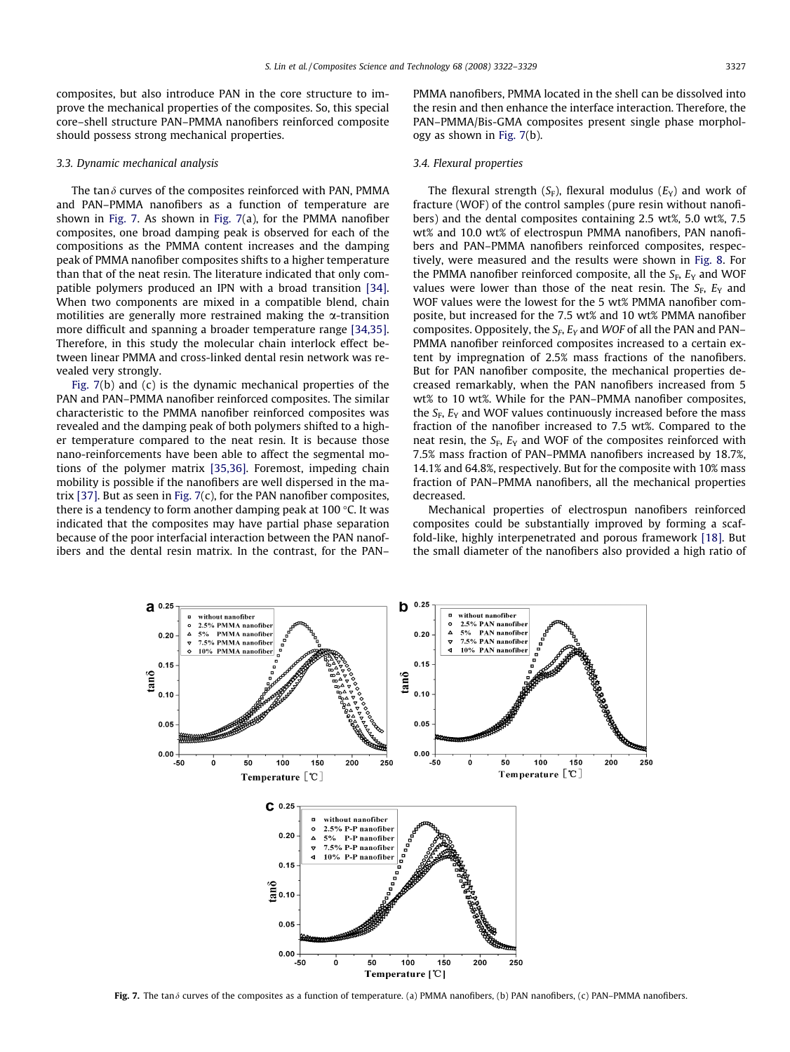composites, but also introduce PAN in the core structure to improve the mechanical properties of the composites. So, this special core–shell structure PAN–PMMA nanofibers reinforced composite should possess strong mechanical properties.

### 3.3. Dynamic mechanical analysis

The $\tan\delta$ curves of the composites reinforced with PAN, PMMA and PAN–PMMA nanofibers as a function of temperature are shown in Fig. 7. As shown in Fig. 7(a), for the PMMA nanofiber composites, one broad damping peak is observed for each of the compositions as the PMMA content increases and the damping peak of PMMA nanofiber composites shifts to a higher temperature than that of the neat resin. The literature indicated that only compatible polymers produced an IPN with a broad transition [34]. When two components are mixed in a compatible blend, chain motilities are generally more restrained making the α-transition more difficult and spanning a broader temperature range [34,35]. Therefore, in this study the molecular chain interlock effect between linear PMMA and cross-linked dental resin network was revealed very strongly.

Fig. 7(b) and (c) is the dynamic mechanical properties of the PAN and PAN–PMMA nanofiber reinforced composites. The similar characteristic to the PMMA nanofiber reinforced composites was revealed and the damping peak of both polymers shifted to a higher temperature compared to the neat resin. It is because those nano-reinforcements have been able to affect the segmental motions of the polymer matrix [35,36]. Foremost, impeding chain mobility is possible if the nanofibers are well dispersed in the matrix [37]. But as seen in Fig. 7(c), for the PAN nanofiber composites, there is a tendency to form another damping peak at 100 °C. It was indicated that the composites may have partial phase separation because of the poor interfacial interaction between the PAN nanofibers and the dental resin matrix. In the contrast, for the PAN–PMMA nanofibers, PMMA located in the shell can be dissolved into the resin and then enhance the interface interaction. Therefore, the PAN–PMMA/Bis-GMA composites present single phase morphology as shown in Fig. 7(b).

### 3.4. Flexural properties

The flexural strength ($S_F$), flexural modulus ($E_Y$) and work of fracture (WOF) of the control samples (pure resin without nanofibers) and the dental composites containing 2.5 wt%, 5.0 wt%, 7.5 wt% and 10.0 wt% of electrospun PMMA nanofibers, PAN nanofibers and PAN–PMMA nanofibers reinforced composites, respectively, were measured and the results were shown in Fig. 8. For the PMMA nanofiber reinforced composite, all the $S_F$, $E_Y$ and WOF values were lower than those of the neat resin. The $S_F$, $E_Y$ and WOF values were the lowest for the 5 wt% PMMA nanofiber composite, but increased for the 7.5 wt% and 10 wt% PMMA nanofiber composites. Oppositely, the $S_F$, $E_Y$ and *WOF* of all the PAN and PAN–PMMA nanofiber reinforced composites increased to a certain extent by impregnation of 2.5% mass fractions of the nanofibers. But for PAN nanofiber composite, the mechanical properties decreased remarkably, when the PAN nanofibers increased from 5 wt% to 10 wt%. While for the PAN–PMMA nanofiber composites, the $S_F$, $E_Y$ and WOF values continuously increased before the mass fraction of the nanofiber increased to 7.5 wt%. Compared to the neat resin, the $S_F$, $E_Y$ and WOF of the composites reinforced with 7.5% mass fraction of PAN–PMMA nanofibers increased by 18.7%, 14.1% and 64.8%, respectively. But for the composite with 10% mass fraction of PAN–PMMA nanofibers, all the mechanical properties decreased.

Mechanical properties of electrospun nanofibers reinforced composites could be substantially improved by forming a scaffold-like, highly interpenetrated and porous framework [18]. But the small diameter of the nanofibers also provided a high ratio of

**Fig. 7.** The $\tan\delta$ curves of the composites as a function of temperature. (a) PMMA nanofibers, (b) PAN nanofibers, (c) PAN–PMMA nanofibers.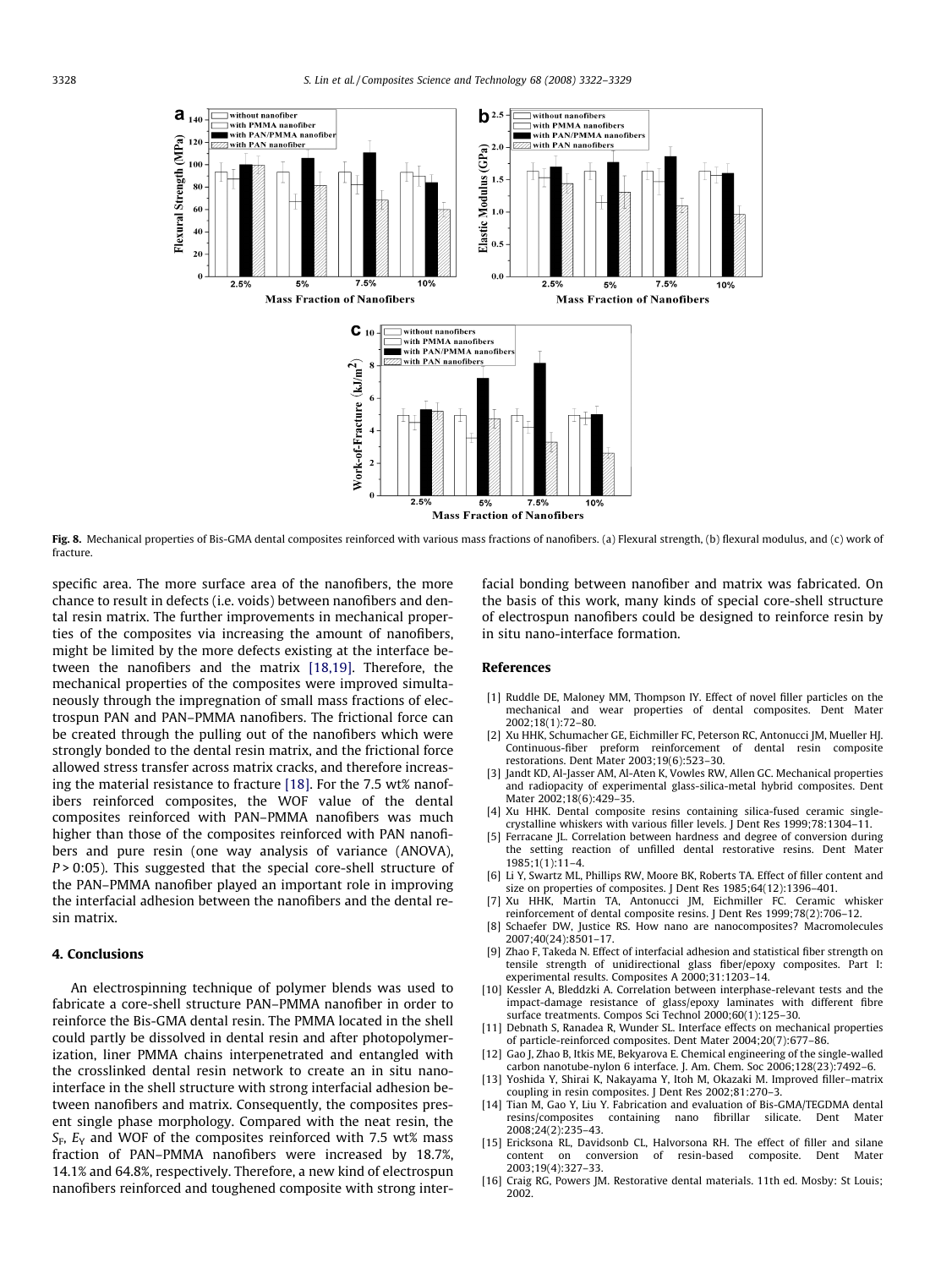Fig. 8. Mechanical properties of Bis-GMA dental composites reinforced with various mass fractions of nanofibers. (a) Flexural strength, (b) flexural modulus, and (c) work of fracture.

specific area. The more surface area of the nanofibers, the more chance to result in defects (i.e. voids) between nanofibers and dental resin matrix. The further improvements in mechanical properties of the composites via increasing the amount of nanofibers, might be limited by the more defects existing at the interface between the nanofibers and the matrix [18,19]. Therefore, the mechanical properties of the composites were improved simultaneously through the impregnation of small mass fractions of electrospun PAN and PAN–PMMA nanofibers. The frictional force can be created through the pulling out of the nanofibers which were strongly bonded to the dental resin matrix, and the frictional force allowed stress transfer across matrix cracks, and therefore increasing the material resistance to fracture [18]. For the 7.5 wt% nanofibers reinforced composites, the WOF value of the dental composites reinforced with PAN–PMMA nanofibers was much higher than those of the composites reinforced with PAN nanofibers and pure resin (one way analysis of variance (ANOVA), $P > 0.05$). This suggested that the special core-shell structure of the PAN–PMMA nanofiber played an important role in improving the interfacial adhesion between the nanofibers and the dental resin matrix.

## 4. Conclusions

An electrospinning technique of polymer blends was used to fabricate a core-shell structure PAN–PMMA nanofiber in order to reinforce the Bis-GMA dental resin. The PMMA located in the shell could partly be dissolved in dental resin and after photopolymerization, liner PMMA chains interpenetrated and entangled with the crosslinked dental resin network to create an in situ nano-interface in the shell structure with strong interfacial adhesion between nanofibers and matrix. Consequently, the composites present single phase morphology. Compared with the neat resin, the $S_F$, $E_Y$ and WOF of the composites reinforced with 7.5 wt% mass fraction of PAN–PMMA nanofibers were increased by 18.7%, 14.1% and 64.8%, respectively. Therefore, a new kind of electrospun nanofibers reinforced and toughened composite with strong interfacial bonding between nanofiber and matrix was fabricated. On the basis of this work, many kinds of special core-shell structure of electrospun nanofibers could be designed to reinforce resin by in situ nano-interface formation.

## References

[1] Ruddle DE, Maloney MM, Thompson IY. Effect of novel filler particles on the mechanical and wear properties of dental composites. Dent Mater 2002;18(1):72–80.

[2] Xu HHK, Schumacher GE, Eichmiller FC, Peterson RC, Antonucci JM, Mueller HJ. Continuous-fiber preform reinforcement of dental resin composite restorations. Dent Mater 2003;19(6):523–30.

[3] Jandt KD, Al-Jasser AM, Al-Aten K, Vowles RW, Allen GC. Mechanical properties and radiopacity of experimental glass-silica-metal hybrid composites. Dent Mater 2002;18(6):429–35.

[4] Xu HHK. Dental composite resins containing silica-fused ceramic single-crystalline whiskers with various filler levels. J Dent Res 1999;78:1304–11.

[5] Ferracane JL. Correlation between hardness and degree of conversion during the setting reaction of unfilled dental restorative resins. Dent Mater 1985;1(1):11–4.

[6] Li Y, Swartz ML, Phillips RW, Moore BK, Roberts TA. Effect of filler content and size on properties of composites. J Dent Res 1985;64(12):1396–401.

[7] Xu HHK, Martin TA, Antonucci JM, Eichmiller FC. Ceramic whisker reinforcement of dental composite resins. J Dent Res 1999;78(2):706–12.

[8] Schaefer DW, Justice RS. How nano are nanocomposites? Macromolecules 2007;40(24):8501–17.

[9] Zhao F, Takeda N. Effect of interfacial adhesion and statistical fiber strength on tensile strength of unidirectional glass fiber/epoxy composites. Part I: experimental results. Composites A 2000;31:1203–14.

[10] Kessler A, Bleddzki A. Correlation between interphase-relevant tests and the impact-damage resistance of glass/epoxy laminates with different fibre surface treatments. Compos Sci Technol 2000;60(1):125–30.

[11] Debnath S, Ranadea R, Wunder SL. Interface effects on mechanical properties of particle-reinforced composites. Dent Mater 2004;20(7):677–86.

[12] Gao J, Zhao B, Itkis ME, Bekyarova E. Chemical engineering of the single-walled carbon nanotube-nylon 6 interface. J. Am. Chem. Soc 2006;128(23):7492–6.

[13] Yoshida Y, Shirai K, Nakayama Y, Itoh M, Okazaki M. Improved filler–matrix coupling in resin composites. J Dent Res 2002;81:270–3.

[14] Tian M, Gao Y, Liu Y. Fabrication and evaluation of Bis-GMA/TEGDMA dental resins/composites containing nano fibrillar silicate. Dent Mater 2008;24(2):235–43.

[15] Ericksona RL, Davidsonb CL, Halvorsona RH. The effect of filler and silane content on conversion of resin-based composite. Dent Mater 2003;19(4):327–33.

[16] Craig RG, Powers JM. Restorative dental materials. 11th ed. Mosby: St Louis; 2002.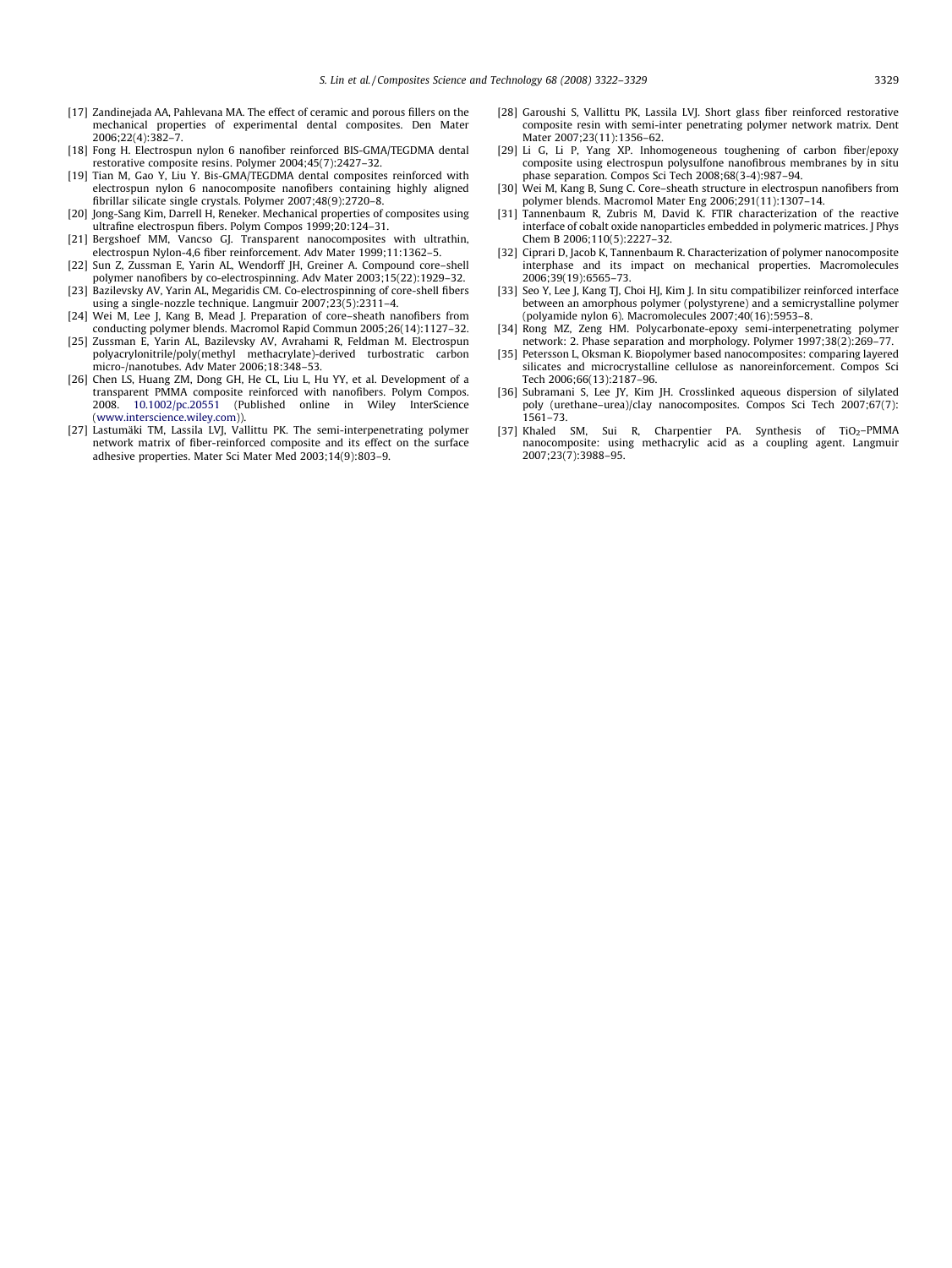[17] Zandinejada AA, Pahlevana MA. The effect of ceramic and porous fillers on the mechanical properties of experimental dental composites. Den Mater 2006;22(4):382–7.

[18] Fong H. Electrospun nylon 6 nanofiber reinforced BIS-GMA/TEGDMA dental restorative composite resins. Polymer 2004;45(7):2427–32.

[19] Tian M, Gao Y, Liu Y. Bis-GMA/TEGDMA dental composites reinforced with electrospun nylon 6 nanocomposite nanofibers containing highly aligned fibrillar silicate single crystals. Polymer 2007;48(9):2720–8.

[20] Jong-Sang Kim, Darrell H, Reneker. Mechanical properties of composites using ultrafine electrospun fibers. Polym Compos 1999;20:124–31.

[21] Bergshoef MM, Vancso GJ. Transparent nanocomposites with ultrathin, electrospun Nylon-4,6 fiber reinforcement. Adv Mater 1999;11:1362–5.

[22] Sun Z, Zussman E, Yarin AL, Wendorff JH, Greiner A. Compound core–shell polymer nanofibers by co-electrospinning. Adv Mater 2003;15(22):1929–32.

[23] Bazilevsky AV, Yarin AL, Megaridis CM. Co-electrospinning of core-shell fibers using a single-nozzle technique. Langmuir 2007;23(5):2311–4.

[24] Wei M, Lee J, Kang B, Mead J. Preparation of core–sheath nanofibers from conducting polymer blends. Macromol Rapid Commun 2005;26(14):1127–32.

[25] Zussman E, Yarin AL, Bazilevsky AV, Avrahami R, Feldman M. Electrospun polyacrylonitrile/poly(methyl methacrylate)-derived turbostratic carbon micro-/nanotubes. Adv Mater 2006;18:348–53.

[26] Chen LS, Huang ZM, Dong GH, He CL, Liu L, Hu YY, et al. Development of a transparent PMMA composite reinforced with nanofibers. Polym Compos. 2008. 10.1002/pc.20551 (Published online in Wiley InterScience (www.interscience.wiley.com)).

[27] Lastumäki TM, Lassila LVJ, Vallittu PK. The semi-interpenetrating polymer network matrix of fiber-reinforced composite and its effect on the surface adhesive properties. Mater Sci Mater Med 2003;14(9):803–9.

[28] Garoushi S, Vallittu PK, Lassila LVJ. Short glass fiber reinforced restorative composite resin with semi-inter penetrating polymer network matrix. Dent Mater 2007;23(11):1356–62.

[29] Li G, Li P, Yang XP. Inhomogeneous toughening of carbon fiber/epoxy composite using electrospun polysulfone nanofibrous membranes by in situ phase separation. Compos Sci Tech 2008;68(3-4):987–94.

[30] Wei M, Kang B, Sung C. Core–sheath structure in electrospun nanofibers from polymer blends. Macromol Mater Eng 2006;291(11):1307–14.

[31] Tannenbaum R, Zubris M, David K. FTIR characterization of the reactive interface of cobalt oxide nanoparticles embedded in polymeric matrices. J Phys Chem B 2006;110(5):2227–32.

[32] Ciprari D, Jacob K, Tannenbaum R. Characterization of polymer nanocomposite interphase and its impact on mechanical properties. Macromolecules 2006;39(19):6565–73.

[33] Seo Y, Lee J, Kang TJ, Choi HJ, Kim J. In situ compatibilizer reinforced interface between an amorphous polymer (polystyrene) and a semicrystalline polymer (polyamide nylon 6). Macromolecules 2007;40(16):5953–8.

[34] Rong MZ, Zeng HM. Polycarbonate-epoxy semi-interpenetrating polymer network: 2. Phase separation and morphology. Polymer 1997;38(2):269–77.

[35] Petersson L, Oksman K. Biopolymer based nanocomposites: comparing layered silicates and microcrystalline cellulose as nanoreinforcement. Compos Sci Tech 2006;66(13):2187–96.

[36] Subramani S, Lee JY, Kim JH. Crosslinked aqueous dispersion of silylated poly (urethane–urea)/clay nanocomposites. Compos Sci Tech 2007;67(7):1561–73.

[37] Khaled SM, Sui R, Charpentier PA. Synthesis of $TiO_2$–PMMA nanocomposite: using methacrylic acid as a coupling agent. Langmuir 2007;23(7):3988–95.